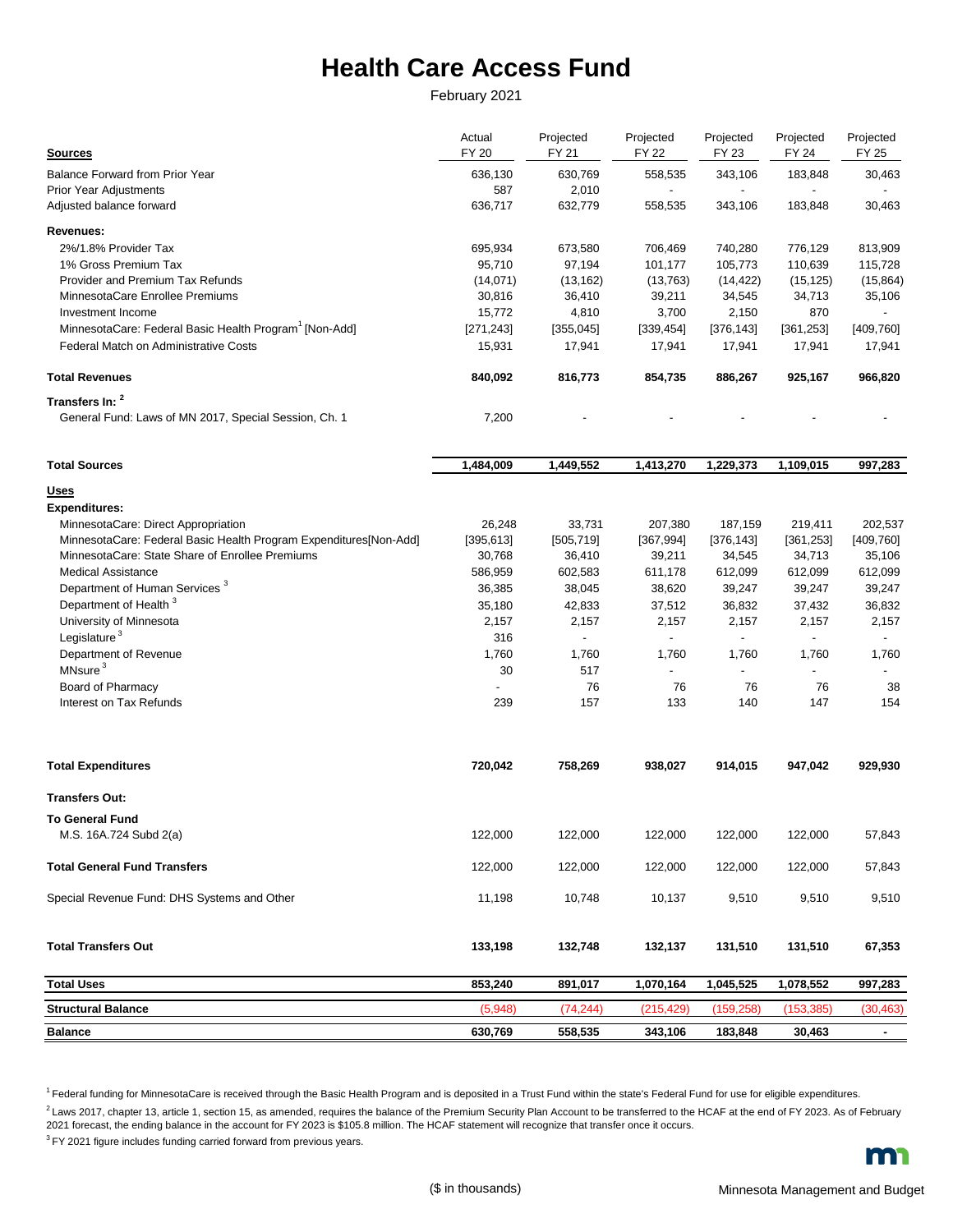# Health Care Access Fund

February 2021

| Sources | Actual FY 20 | Projected FY 21 | Projected FY 22 | Projected FY 23 | Projected FY 24 | Projected FY 25 |
|---|---|---|---|---|---|---|
| Balance Forward from Prior Year | 636,130 | 630,769 | 558,535 | 343,106 | 183,848 | 30,463 |
| Prior Year Adjustments | 587 | 2,010 | - | - | - | - |
| Adjusted balance forward | 636,717 | 632,779 | 558,535 | 343,106 | 183,848 | 30,463 |
| **Revenues:** | | | | | | |
| 2%/1.8% Provider Tax | 695,934 | 673,580 | 706,469 | 740,280 | 776,129 | 813,909 |
| 1% Gross Premium Tax | 95,710 | 97,194 | 101,177 | 105,773 | 110,639 | 115,728 |
| Provider and Premium Tax Refunds | (14,071) | (13,162) | (13,763) | (14,422) | (15,125) | (15,864) |
| MinnesotaCare Enrollee Premiums | 30,816 | 36,410 | 39,211 | 34,545 | 34,713 | 35,106 |
| Investment Income | 15,772 | 4,810 | 3,700 | 2,150 | 870 | - |
| MinnesotaCare: Federal Basic Health Program[1] [Non-Add] | [271,243] | [355,045] | [339,454] | [376,143] | [361,253] | [409,760] |
| Federal Match on Administrative Costs | 15,931 | 17,941 | 17,941 | 17,941 | 17,941 | 17,941 |
| **Total Revenues** | **840,092** | **816,773** | **854,735** | **886,267** | **925,167** | **966,820** |
| **Transfers In: [2]** | | | | | | |
| General Fund: Laws of MN 2017, Special Session, Ch. 1 | 7,200 | - | - | - | - | - |
| **Total Sources** | **1,484,009** | **1,449,552** | **1,413,270** | **1,229,373** | **1,109,015** | **997,283** |
| **Uses** | | | | | | |
| **Expenditures:** | | | | | | |
| MinnesotaCare: Direct Appropriation | 26,248 | 33,731 | 207,380 | 187,159 | 219,411 | 202,537 |
| MinnesotaCare: Federal Basic Health Program Expenditures[Non-Add] | [395,613] | [505,719] | [367,994] | [376,143] | [361,253] | [409,760] |
| MinnesotaCare: State Share of Enrollee Premiums | 30,768 | 36,410 | 39,211 | 34,545 | 34,713 | 35,106 |
| Medical Assistance | 586,959 | 602,583 | 611,178 | 612,099 | 612,099 | 612,099 |
| Department of Human Services [3] | 36,385 | 38,045 | 38,620 | 39,247 | 39,247 | 39,247 |
| Department of Health [3] | 35,180 | 42,833 | 37,512 | 36,832 | 37,432 | 36,832 |
| University of Minnesota | 2,157 | 2,157 | 2,157 | 2,157 | 2,157 | 2,157 |
| Legislature [3] | 316 | - | - | - | - | - |
| Department of Revenue | 1,760 | 1,760 | 1,760 | 1,760 | 1,760 | 1,760 |
| MNsure [3] | 30 | 517 | - | - | - | - |
| Board of Pharmacy | - | 76 | 76 | 76 | 76 | 38 |
| Interest on Tax Refunds | 239 | 157 | 133 | 140 | 147 | 154 |
| **Total Expenditures** | **720,042** | **758,269** | **938,027** | **914,015** | **947,042** | **929,930** |
| **Transfers Out:** | | | | | | |
| **To General Fund** | | | | | | |
| M.S. 16A.724 Subd 2(a) | 122,000 | 122,000 | 122,000 | 122,000 | 122,000 | 57,843 |
| **Total General Fund Transfers** | **122,000** | **122,000** | **122,000** | **122,000** | **122,000** | **57,843** |
| Special Revenue Fund: DHS Systems and Other | 11,198 | 10,748 | 10,137 | 9,510 | 9,510 | 9,510 |
| **Total Transfers Out** | **133,198** | **132,748** | **132,137** | **131,510** | **131,510** | **67,353** |
| **Total Uses** | **853,240** | **891,017** | **1,070,164** | **1,045,525** | **1,078,552** | **997,283** |
| **Structural Balance** | (5,948) | (74,244) | (215,429) | (159,258) | (153,385) | (30,463) |
| **Balance** | **630,769** | **558,535** | **343,106** | **183,848** | **30,463** | **-** |

[1] Federal funding for MinnesotaCare is received through the Basic Health Program and is deposited in a Trust Fund within the state's Federal Fund for use for eligible expenditures.

[2] Laws 2017, chapter 13, article 1, section 15, as amended, requires the balance of the Premium Security Plan Account to be transferred to the HCAF at the end of FY 2023. As of February 2021 forecast, the ending balance in the account for FY 2023 is $105.8 million. The HCAF statement will recognize that transfer once it occurs.

[3] FY 2021 figure includes funding carried forward from previous years.

($ in thousands)

Minnesota Management and Budget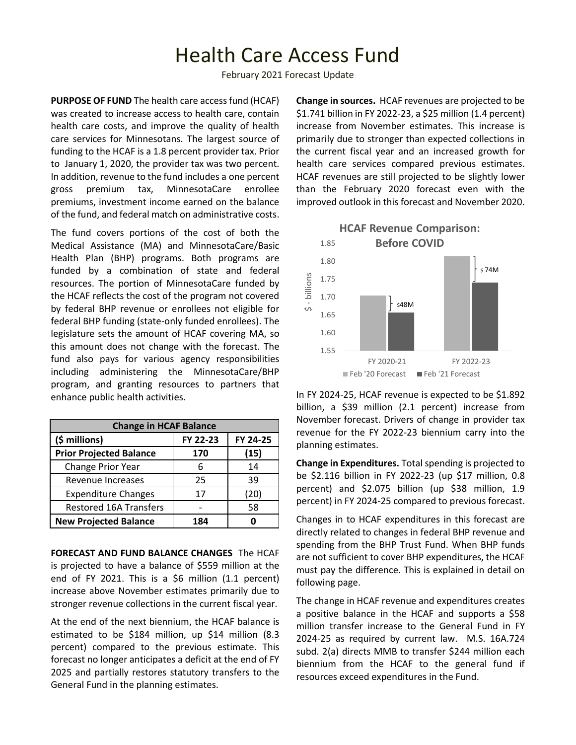# Health Care Access Fund

February 2021 Forecast Update

**PURPOSE OF FUND** The health care access fund (HCAF) was created to increase access to health care, contain health care costs, and improve the quality of health care services for Minnesotans. The largest source of funding to the HCAF is a 1.8 percent provider tax. Prior to January 1, 2020, the provider tax was two percent. In addition, revenue to the fund includes a one percent gross premium tax, MinnesotaCare enrollee premiums, investment income earned on the balance of the fund, and federal match on administrative costs.

The fund covers portions of the cost of both the Medical Assistance (MA) and MinnesotaCare/Basic Health Plan (BHP) programs. Both programs are funded by a combination of state and federal resources. The portion of MinnesotaCare funded by the HCAF reflects the cost of the program not covered by federal BHP revenue or enrollees not eligible for federal BHP funding (state-only funded enrollees). The legislature sets the amount of HCAF covering MA, so this amount does not change with the forecast. The fund also pays for various agency responsibilities including administering the MinnesotaCare/BHP program, and granting resources to partners that enhance public health activities.

| Change in HCAF Balance | | |
|---|---|---|
| **($ millions)** | **FY 22-23** | **FY 24-25** |
| **Prior Projected Balance** | **170** | **(15)** |
| Change Prior Year | 6 | 14 |
| Revenue Increases | 25 | 39 |
| Expenditure Changes | 17 | (20) |
| Restored 16A Transfers | - | 58 |
| **New Projected Balance** | **184** | **0** |

**FORECAST AND FUND BALANCE CHANGES** The HCAF is projected to have a balance of $559 million at the end of FY 2021. This is a $6 million (1.1 percent) increase above November estimates primarily due to stronger revenue collections in the current fiscal year.

At the end of the next biennium, the HCAF balance is estimated to be $184 million, up $14 million (8.3 percent) compared to the previous estimate. This forecast no longer anticipates a deficit at the end of FY 2025 and partially restores statutory transfers to the General Fund in the planning estimates.

**Change in sources.** HCAF revenues are projected to be $1.741 billion in FY 2022-23, a $25 million (1.4 percent) increase from November estimates. This increase is primarily due to stronger than expected collections in the current fiscal year and an increased growth for health care services compared previous estimates. HCAF revenues are still projected to be slightly lower than the February 2020 forecast even with the improved outlook in this forecast and November 2020.

**HCAF Revenue Comparison: Before COVID**

| $ - billions | Feb '20 Forecast | Feb '21 Forecast | Difference |
|---|---|---|---|
| FY 2020-21 | | | $48M |
| FY 2022-23 | | | $ 74M |

In FY 2024-25, HCAF revenue is expected to be $1.892 billion, a $39 million (2.1 percent) increase from November forecast. Drivers of change in provider tax revenue for the FY 2022-23 biennium carry into the planning estimates.

**Change in Expenditures.** Total spending is projected to be $2.116 billion in FY 2022-23 (up $17 million, 0.8 percent) and $2.075 billion (up $38 million, 1.9 percent) in FY 2024-25 compared to previous forecast.

Changes in to HCAF expenditures in this forecast are directly related to changes in federal BHP revenue and spending from the BHP Trust Fund. When BHP funds are not sufficient to cover BHP expenditures, the HCAF must pay the difference. This is explained in detail on following page.

The change in HCAF revenue and expenditures creates a positive balance in the HCAF and supports a $58 million transfer increase to the General Fund in FY 2024-25 as required by current law. M.S. 16A.724 subd. 2(a) directs MMB to transfer $244 million each biennium from the HCAF to the general fund if resources exceed expenditures in the Fund.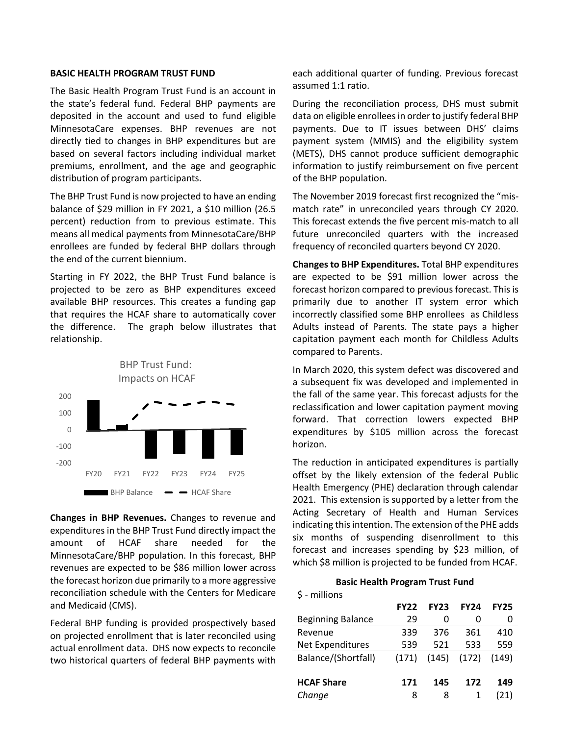**BASIC HEALTH PROGRAM TRUST FUND**

The Basic Health Program Trust Fund is an account in the state's federal fund. Federal BHP payments are deposited in the account and used to fund eligible MinnesotaCare expenses. BHP revenues are not directly tied to changes in BHP expenditures but are based on several factors including individual market premiums, enrollment, and the age and geographic distribution of program participants.

The BHP Trust Fund is now projected to have an ending balance of $29 million in FY 2021, a $10 million (26.5 percent) reduction from to previous estimate. This means all medical payments from MinnesotaCare/BHP enrollees are funded by federal BHP dollars through the end of the current biennium.

Starting in FY 2022, the BHP Trust Fund balance is projected to be zero as BHP expenditures exceed available BHP resources. This creates a funding gap that requires the HCAF share to automatically cover the difference. The graph below illustrates that relationship.

BHP Trust Fund:
Impacts on HCAF

200
100
0
-100
-200

FY20 FY21 FY22 FY23 FY24 FY25

BHP Balance — HCAF Share

**Changes in BHP Revenues.** Changes to revenue and expenditures in the BHP Trust Fund directly impact the amount of HCAF share needed for the MinnesotaCare/BHP population. In this forecast, BHP revenues are expected to be $86 million lower across the forecast horizon due primarily to a more aggressive reconciliation schedule with the Centers for Medicare and Medicaid (CMS).

Federal BHP funding is provided prospectively based on projected enrollment that is later reconciled using actual enrollment data. DHS now expects to reconcile two historical quarters of federal BHP payments with each additional quarter of funding. Previous forecast assumed 1:1 ratio.

During the reconciliation process, DHS must submit data on eligible enrollees in order to justify federal BHP payments. Due to IT issues between DHS' claims payment system (MMIS) and the eligibility system (METS), DHS cannot produce sufficient demographic information to justify reimbursement on five percent of the BHP population.

The November 2019 forecast first recognized the "mis-match rate" in unreconciled years through CY 2020. This forecast extends the five percent mis-match to all future unreconciled quarters with the increased frequency of reconciled quarters beyond CY 2020.

**Changes to BHP Expenditures.** Total BHP expenditures are expected to be $91 million lower across the forecast horizon compared to previous forecast. This is primarily due to another IT system error which incorrectly classified some BHP enrollees as Childless Adults instead of Parents. The state pays a higher capitation payment each month for Childless Adults compared to Parents.

In March 2020, this system defect was discovered and a subsequent fix was developed and implemented in the fall of the same year. This forecast adjusts for the reclassification and lower capitation payment moving forward. That correction lowers expected BHP expenditures by $105 million across the forecast horizon.

The reduction in anticipated expenditures is partially offset by the likely extension of the federal Public Health Emergency (PHE) declaration through calendar 2021. This extension is supported by a letter from the Acting Secretary of Health and Human Services indicating this intention. The extension of the PHE adds six months of suspending disenrollment to this forecast and increases spending by $23 million, of which $8 million is projected to be funded from HCAF.

**Basic Health Program Trust Fund**

$ - millions

| | FY22 | FY23 | FY24 | FY25 |
|---|---|---|---|---|
| Beginning Balance | 29 | 0 | 0 | 0 |
| Revenue | 339 | 376 | 361 | 410 |
| Net Expenditures | 539 | 521 | 533 | 559 |
| Balance/(Shortfall) | (171) | (145) | (172) | (149) |
| **HCAF Share** | **171** | **145** | **172** | **149** |
| *Change* | 8 | 8 | 1 | (21) |